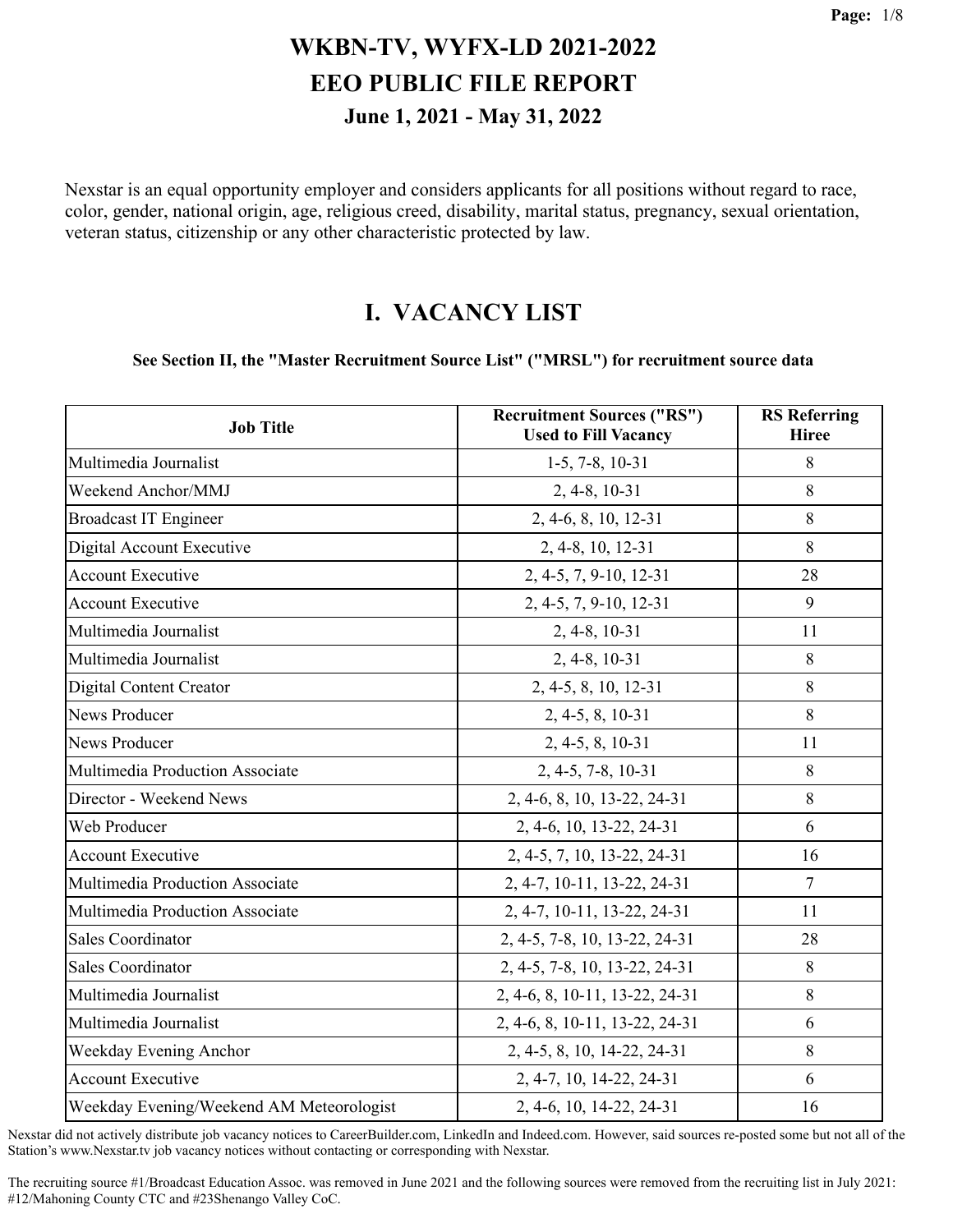# WKBN-TV, WYFX-LD 2021-2022
# EEO PUBLIC FILE REPORT
### June 1, 2021 - May 31, 2022

Nexstar is an equal opportunity employer and considers applicants for all positions without regard to race, color, gender, national origin, age, religious creed, disability, marital status, pregnancy, sexual orientation, veteran status, citizenship or any other characteristic protected by law.

## I. VACANCY LIST

**See Section II, the "Master Recruitment Source List" ("MRSL") for recruitment source data**

| Job Title | Recruitment Sources ("RS") Used to Fill Vacancy | RS Referring Hiree |
|---|---|---|
| Multimedia Journalist | 1-5, 7-8, 10-31 | 8 |
| Weekend Anchor/MMJ | 2, 4-8, 10-31 | 8 |
| Broadcast IT Engineer | 2, 4-6, 8, 10, 12-31 | 8 |
| Digital Account Executive | 2, 4-8, 10, 12-31 | 8 |
| Account Executive | 2, 4-5, 7, 9-10, 12-31 | 28 |
| Account Executive | 2, 4-5, 7, 9-10, 12-31 | 9 |
| Multimedia Journalist | 2, 4-8, 10-31 | 11 |
| Multimedia Journalist | 2, 4-8, 10-31 | 8 |
| Digital Content Creator | 2, 4-5, 8, 10, 12-31 | 8 |
| News Producer | 2, 4-5, 8, 10-31 | 8 |
| News Producer | 2, 4-5, 8, 10-31 | 11 |
| Multimedia Production Associate | 2, 4-5, 7-8, 10-31 | 8 |
| Director - Weekend News | 2, 4-6, 8, 10, 13-22, 24-31 | 8 |
| Web Producer | 2, 4-6, 10, 13-22, 24-31 | 6 |
| Account Executive | 2, 4-5, 7, 10, 13-22, 24-31 | 16 |
| Multimedia Production Associate | 2, 4-7, 10-11, 13-22, 24-31 | 7 |
| Multimedia Production Associate | 2, 4-7, 10-11, 13-22, 24-31 | 11 |
| Sales Coordinator | 2, 4-5, 7-8, 10, 13-22, 24-31 | 28 |
| Sales Coordinator | 2, 4-5, 7-8, 10, 13-22, 24-31 | 8 |
| Multimedia Journalist | 2, 4-6, 8, 10-11, 13-22, 24-31 | 8 |
| Multimedia Journalist | 2, 4-6, 8, 10-11, 13-22, 24-31 | 6 |
| Weekday Evening Anchor | 2, 4-5, 8, 10, 14-22, 24-31 | 8 |
| Account Executive | 2, 4-7, 10, 14-22, 24-31 | 6 |
| Weekday Evening/Weekend AM Meteorologist | 2, 4-6, 10, 14-22, 24-31 | 16 |

Nexstar did not actively distribute job vacancy notices to CareerBuilder.com, LinkedIn and Indeed.com. However, said sources re-posted some but not all of the Station's www.Nexstar.tv job vacancy notices without contacting or corresponding with Nexstar.

The recruiting source #1/Broadcast Education Assoc. was removed in June 2021 and the following sources were removed from the recruiting list in July 2021: #12/Mahoning County CTC and #23Shenango Valley CoC.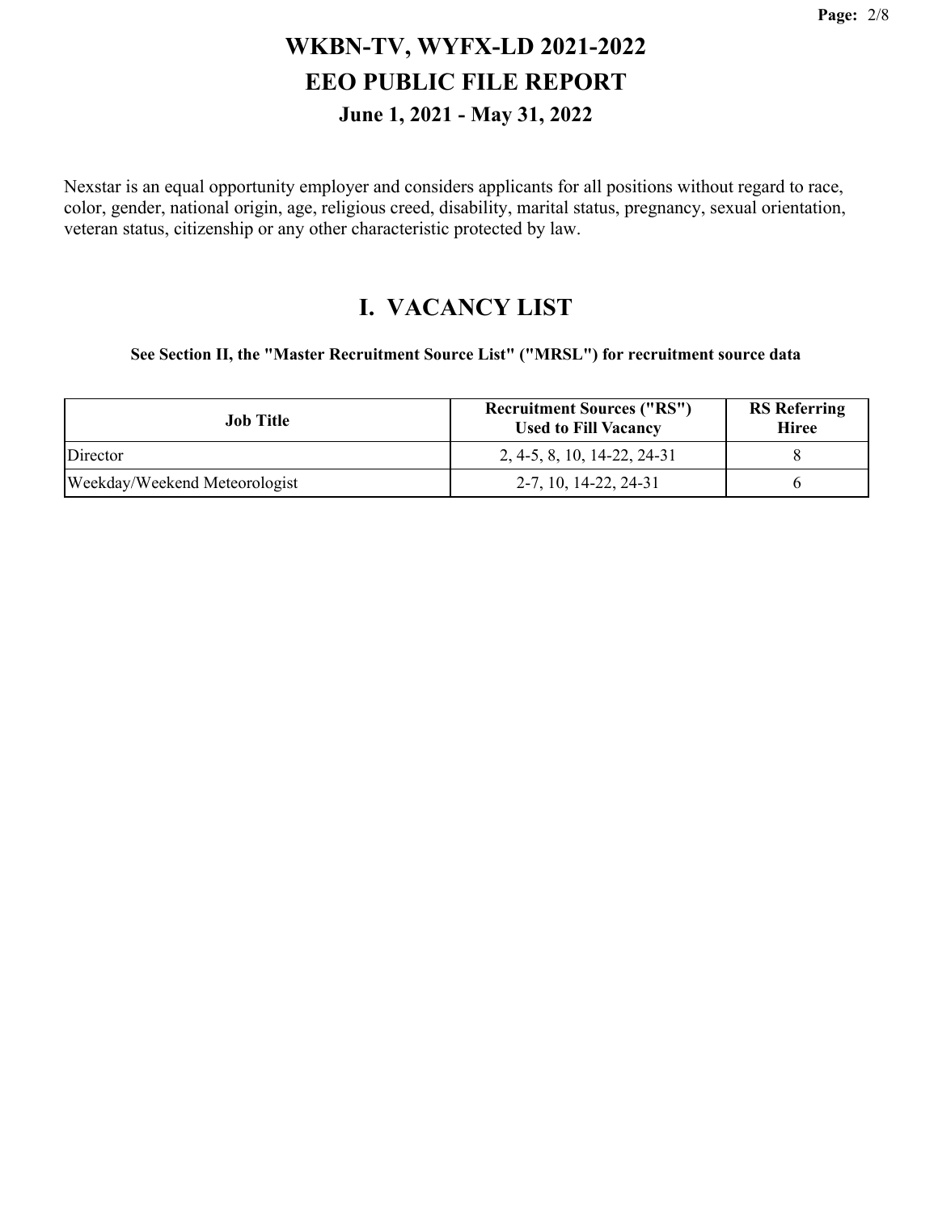# WKBN-TV, WYFX-LD 2021-2022
# EEO PUBLIC FILE REPORT
### June 1, 2021 - May 31, 2022

Nexstar is an equal opportunity employer and considers applicants for all positions without regard to race, color, gender, national origin, age, religious creed, disability, marital status, pregnancy, sexual orientation, veteran status, citizenship or any other characteristic protected by law.

## I. VACANCY LIST

**See Section II, the "Master Recruitment Source List" ("MRSL") for recruitment source data**

| Job Title | Recruitment Sources ("RS") Used to Fill Vacancy | RS Referring Hiree |
|---|---|---|
| Director | 2, 4-5, 8, 10, 14-22, 24-31 | 8 |
| Weekday/Weekend Meteorologist | 2-7, 10, 14-22, 24-31 | 6 |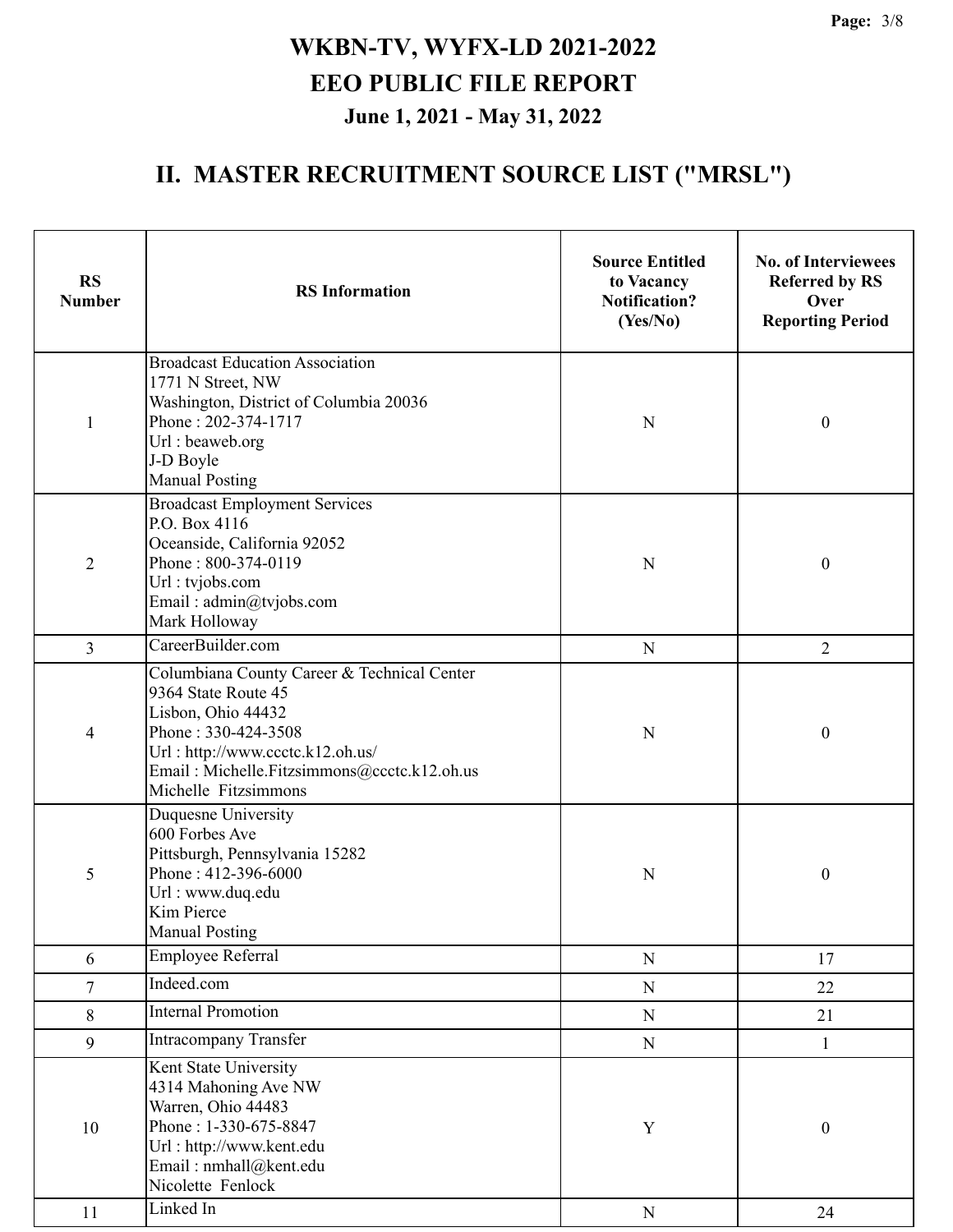# WKBN-TV, WYFX-LD 2021-2022

## EEO PUBLIC FILE REPORT

### June 1, 2021 - May 31, 2022

## II. MASTER RECRUITMENT SOURCE LIST ("MRSL")

| RS Number | RS Information | Source Entitled to Vacancy Notification? (Yes/No) | No. of Interviewees Referred by RS Over Reporting Period |
|---|---|---|---|
| 1 | Broadcast Education Association<br>1771 N Street, NW<br>Washington, District of Columbia 20036<br>Phone : 202-374-1717<br>Url : beaweb.org<br>J-D Boyle<br>Manual Posting | N | 0 |
| 2 | Broadcast Employment Services<br>P.O. Box 4116<br>Oceanside, California 92052<br>Phone : 800-374-0119<br>Url : tvjobs.com<br>Email : admin@tvjobs.com<br>Mark Holloway | N | 0 |
| 3 | CareerBuilder.com | N | 2 |
| 4 | Columbiana County Career & Technical Center<br>9364 State Route 45<br>Lisbon, Ohio 44432<br>Phone : 330-424-3508<br>Url : http://www.ccctc.k12.oh.us/<br>Email : Michelle.Fitzsimmons@ccctc.k12.oh.us<br>Michelle Fitzsimmons | N | 0 |
| 5 | Duquesne University<br>600 Forbes Ave<br>Pittsburgh, Pennsylvania 15282<br>Phone : 412-396-6000<br>Url : www.duq.edu<br>Kim Pierce<br>Manual Posting | N | 0 |
| 6 | Employee Referral | N | 17 |
| 7 | Indeed.com | N | 22 |
| 8 | Internal Promotion | N | 21 |
| 9 | Intracompany Transfer | N | 1 |
| 10 | Kent State University<br>4314 Mahoning Ave NW<br>Warren, Ohio 44483<br>Phone : 1-330-675-8847<br>Url : http://www.kent.edu<br>Email : nmhall@kent.edu<br>Nicolette Fenlock | Y | 0 |
| 11 | Linked In | N | 24 |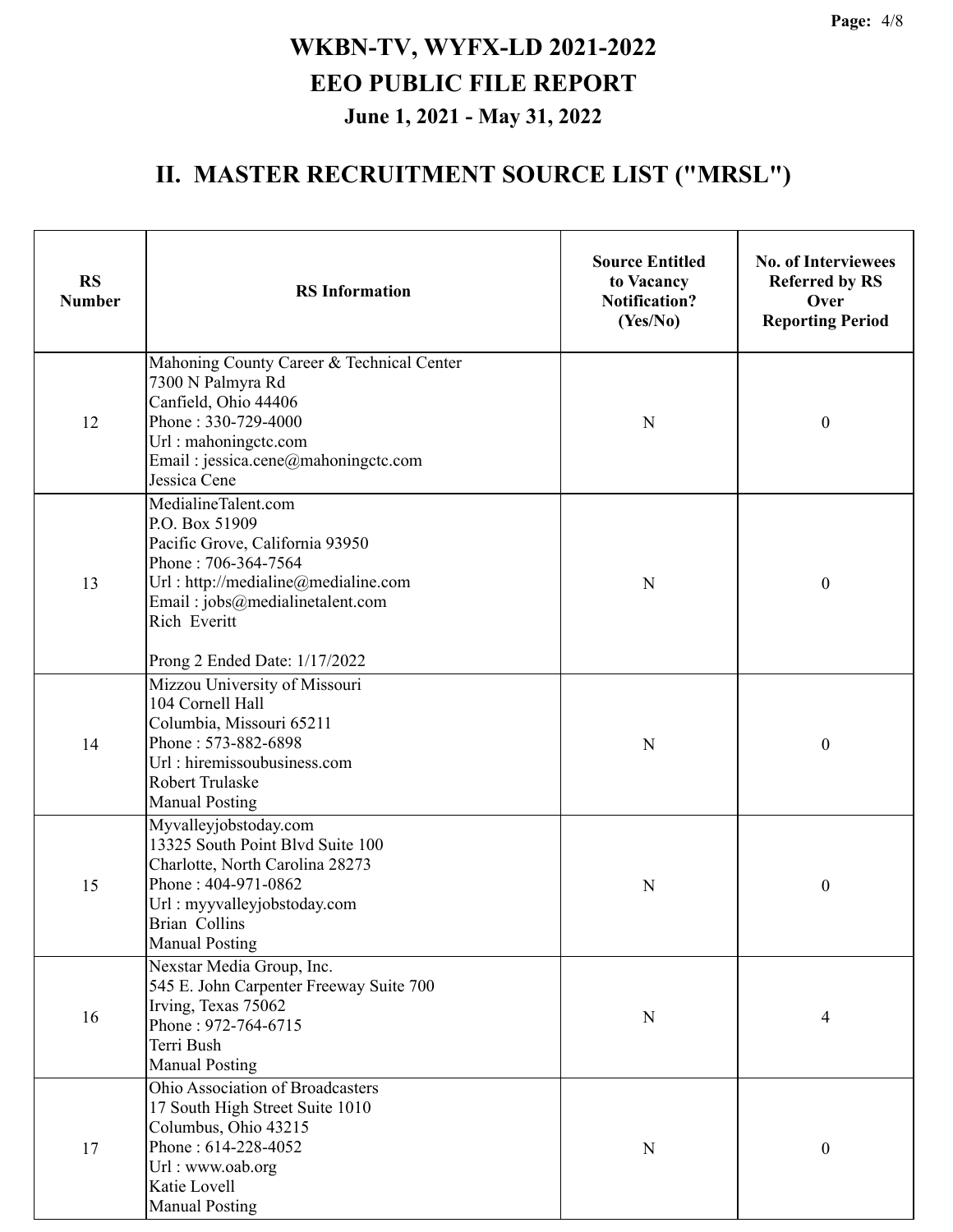# WKBN-TV, WYFX-LD 2021-2022

# EEO PUBLIC FILE REPORT

### June 1, 2021 - May 31, 2022

## II. MASTER RECRUITMENT SOURCE LIST ("MRSL")

| RS Number | RS Information | Source Entitled to Vacancy Notification? (Yes/No) | No. of Interviewees Referred by RS Over Reporting Period |
|---|---|---|---|
| 12 | Mahoning County Career & Technical Center<br>7300 N Palmyra Rd<br>Canfield, Ohio 44406<br>Phone : 330-729-4000<br>Url : mahoningctc.com<br>Email : jessica.cene@mahoningctc.com<br>Jessica Cene | N | 0 |
| 13 | MedialineTalent.com<br>P.O. Box 51909<br>Pacific Grove, California 93950<br>Phone : 706-364-7564<br>Url : http://medialine@medialine.com<br>Email : jobs@medialinetalent.com<br>Rich Everitt<br><br>Prong 2 Ended Date: 1/17/2022 | N | 0 |
| 14 | Mizzou University of Missouri<br>104 Cornell Hall<br>Columbia, Missouri 65211<br>Phone : 573-882-6898<br>Url : hiremissoubusiness.com<br>Robert Trulaske<br>Manual Posting | N | 0 |
| 15 | Myvalleyjobstoday.com<br>13325 South Point Blvd Suite 100<br>Charlotte, North Carolina 28273<br>Phone : 404-971-0862<br>Url : myyvalleyjobstoday.com<br>Brian Collins<br>Manual Posting | N | 0 |
| 16 | Nexstar Media Group, Inc.<br>545 E. John Carpenter Freeway Suite 700<br>Irving, Texas 75062<br>Phone : 972-764-6715<br>Terri Bush<br>Manual Posting | N | 4 |
| 17 | Ohio Association of Broadcasters<br>17 South High Street Suite 1010<br>Columbus, Ohio 43215<br>Phone : 614-228-4052<br>Url : www.oab.org<br>Katie Lovell<br>Manual Posting | N | 0 |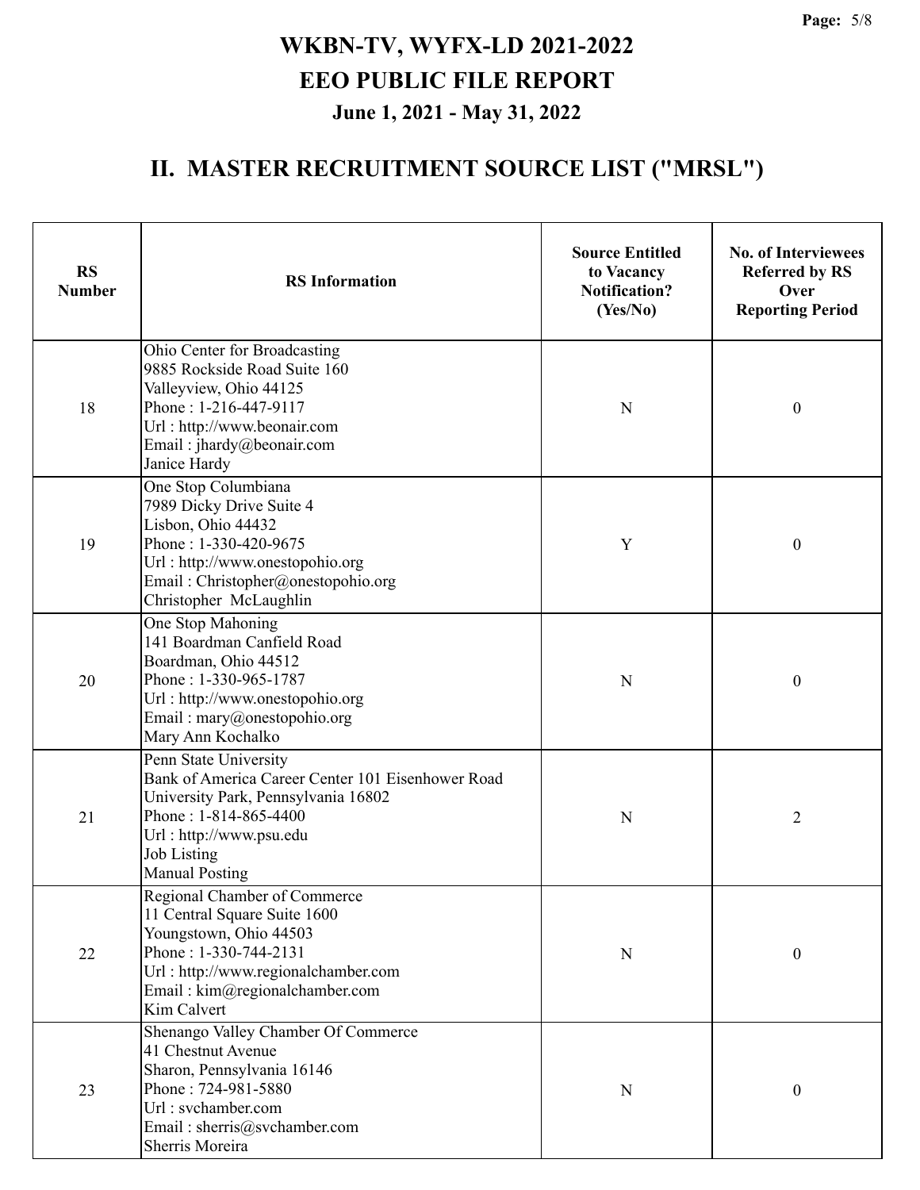# WKBN-TV, WYFX-LD 2021-2022
# EEO PUBLIC FILE REPORT
### June 1, 2021 - May 31, 2022

## II. MASTER RECRUITMENT SOURCE LIST ("MRSL")

| RS Number | RS Information | Source Entitled to Vacancy Notification? (Yes/No) | No. of Interviewees Referred by RS Over Reporting Period |
|---|---|---|---|
| 18 | Ohio Center for Broadcasting<br>9885 Rockside Road Suite 160<br>Valleyview, Ohio 44125<br>Phone : 1-216-447-9117<br>Url : http://www.beonair.com<br>Email : jhardy@beonair.com<br>Janice Hardy | N | 0 |
| 19 | One Stop Columbiana<br>7989 Dicky Drive Suite 4<br>Lisbon, Ohio 44432<br>Phone : 1-330-420-9675<br>Url : http://www.onestopohio.org<br>Email : Christopher@onestopohio.org<br>Christopher McLaughlin | Y | 0 |
| 20 | One Stop Mahoning<br>141 Boardman Canfield Road<br>Boardman, Ohio 44512<br>Phone : 1-330-965-1787<br>Url : http://www.onestopohio.org<br>Email : mary@onestopohio.org<br>Mary Ann Kochalko | N | 0 |
| 21 | Penn State University<br>Bank of America Career Center 101 Eisenhower Road<br>University Park, Pennsylvania 16802<br>Phone : 1-814-865-4400<br>Url : http://www.psu.edu<br>Job Listing<br>Manual Posting | N | 2 |
| 22 | Regional Chamber of Commerce<br>11 Central Square Suite 1600<br>Youngstown, Ohio 44503<br>Phone : 1-330-744-2131<br>Url : http://www.regionalchamber.com<br>Email : kim@regionalchamber.com<br>Kim Calvert | N | 0 |
| 23 | Shenango Valley Chamber Of Commerce<br>41 Chestnut Avenue<br>Sharon, Pennsylvania 16146<br>Phone : 724-981-5880<br>Url : svchamber.com<br>Email : sherris@svchamber.com<br>Sherris Moreira | N | 0 |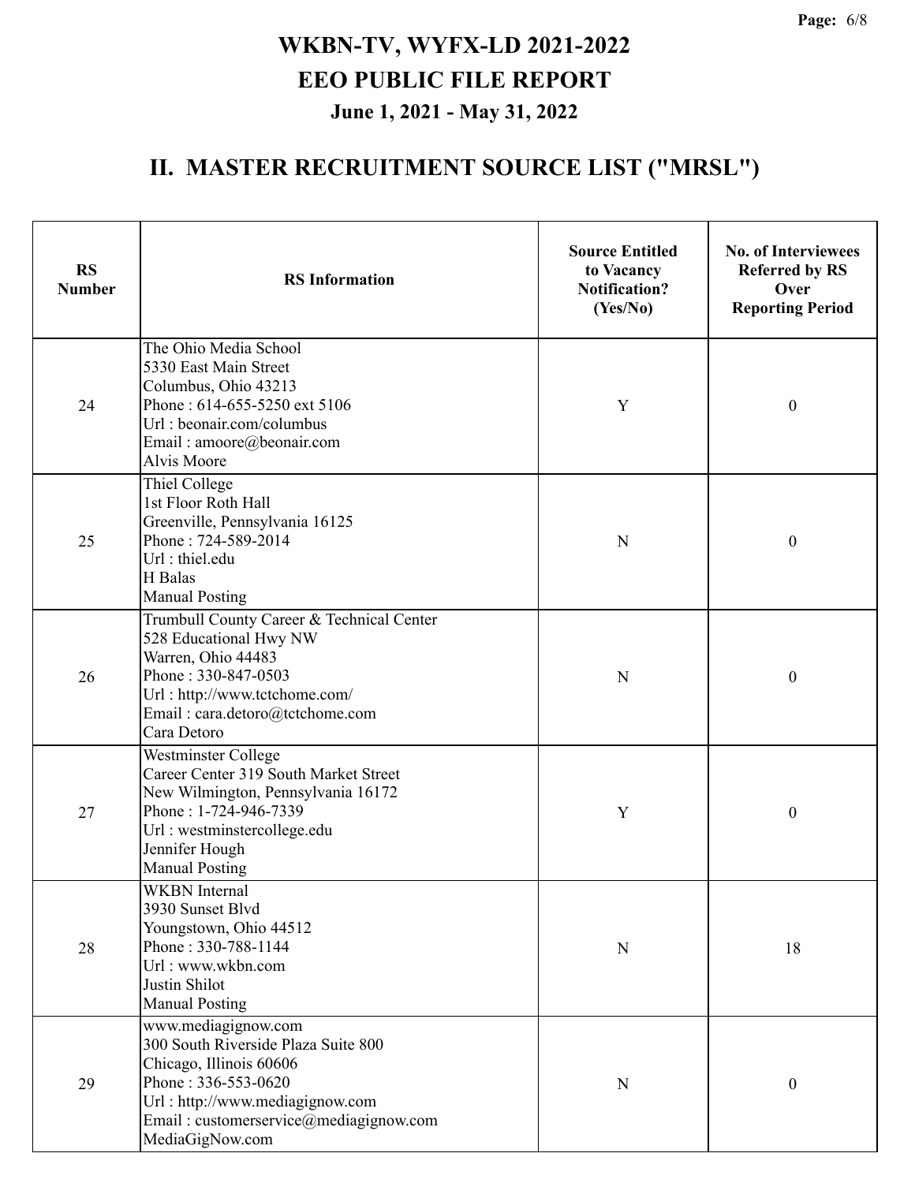# WKBN-TV, WYFX-LD 2021-2022

# EEO PUBLIC FILE REPORT

## June 1, 2021 - May 31, 2022

## II. MASTER RECRUITMENT SOURCE LIST ("MRSL")

| RS Number | RS Information | Source Entitled to Vacancy Notification? (Yes/No) | No. of Interviewees Referred by RS Over Reporting Period |
|---|---|---|---|
| 24 | The Ohio Media School<br>5330 East Main Street<br>Columbus, Ohio 43213<br>Phone : 614-655-5250 ext 5106<br>Url : beonair.com/columbus<br>Email : amoore@beonair.com<br>Alvis Moore | Y | 0 |
| 25 | Thiel College<br>1st Floor Roth Hall<br>Greenville, Pennsylvania 16125<br>Phone : 724-589-2014<br>Url : thiel.edu<br>H Balas<br>Manual Posting | N | 0 |
| 26 | Trumbull County Career & Technical Center<br>528 Educational Hwy NW<br>Warren, Ohio 44483<br>Phone : 330-847-0503<br>Url : http://www.tctchome.com/<br>Email : cara.detoro@tctchome.com<br>Cara Detoro | N | 0 |
| 27 | Westminster College<br>Career Center 319 South Market Street<br>New Wilmington, Pennsylvania 16172<br>Phone : 1-724-946-7339<br>Url : westminstercollege.edu<br>Jennifer Hough<br>Manual Posting | Y | 0 |
| 28 | WKBN Internal<br>3930 Sunset Blvd<br>Youngstown, Ohio 44512<br>Phone : 330-788-1144<br>Url : www.wkbn.com<br>Justin Shilot<br>Manual Posting | N | 18 |
| 29 | www.mediagignow.com<br>300 South Riverside Plaza Suite 800<br>Chicago, Illinois 60606<br>Phone : 336-553-0620<br>Url : http://www.mediagignow.com<br>Email : customerservice@mediagignow.com<br>MediaGigNow.com | N | 0 |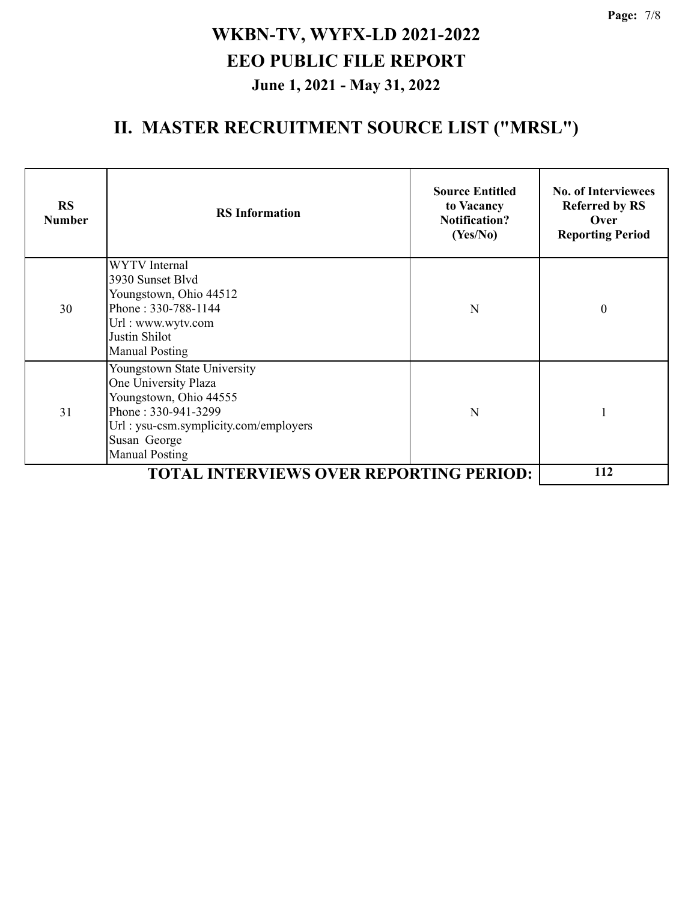# WKBN-TV, WYFX-LD 2021-2022

# EEO PUBLIC FILE REPORT

## June 1, 2021 - May 31, 2022

## II. MASTER RECRUITMENT SOURCE LIST ("MRSL")

| RS Number | RS Information | Source Entitled to Vacancy Notification? (Yes/No) | No. of Interviewees Referred by RS Over Reporting Period |
|---|---|---|---|
| 30 | WYTV Internal<br>3930 Sunset Blvd<br>Youngstown, Ohio 44512<br>Phone : 330-788-1144<br>Url : www.wytv.com<br>Justin Shilot<br>Manual Posting | N | 0 |
| 31 | Youngstown State University<br>One University Plaza<br>Youngstown, Ohio 44555<br>Phone : 330-941-3299<br>Url : ysu-csm.symplicity.com/employers<br>Susan George<br>Manual Posting | N | 1 |
| **TOTAL INTERVIEWS OVER REPORTING PERIOD:** | | | **112** |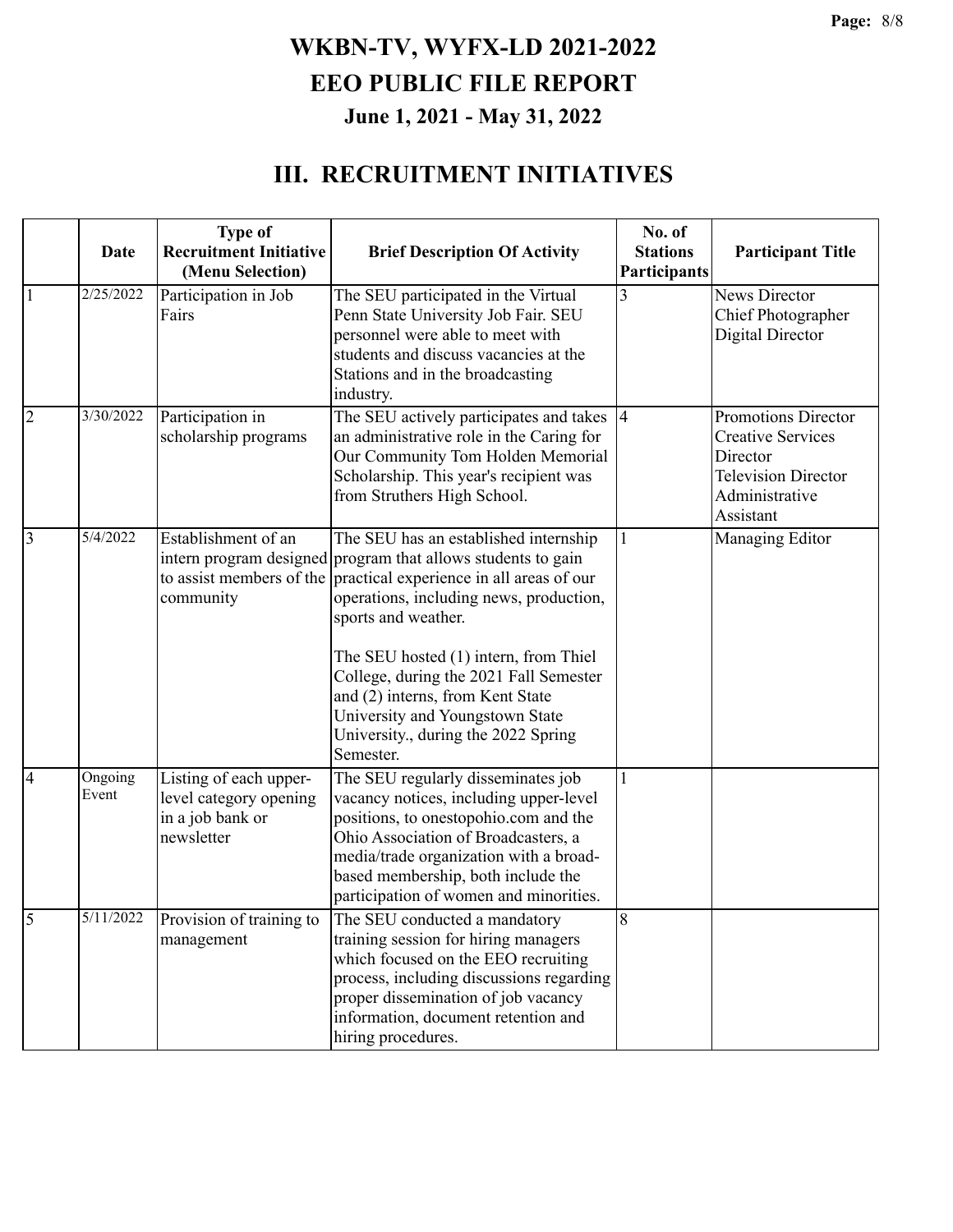# WKBN-TV, WYFX-LD 2021-2022
# EEO PUBLIC FILE REPORT
### June 1, 2021 - May 31, 2022

## III. RECRUITMENT INITIATIVES

| | Date | Type of Recruitment Initiative (Menu Selection) | Brief Description Of Activity | No. of Stations Participants | Participant Title |
|---|---|---|---|---|---|
| 1 | 2/25/2022 | Participation in Job Fairs | The SEU participated in the Virtual Penn State University Job Fair. SEU personnel were able to meet with students and discuss vacancies at the Stations and in the broadcasting industry. | 3 | News Director<br>Chief Photographer<br>Digital Director |
| 2 | 3/30/2022 | Participation in scholarship programs | The SEU actively participates and takes an administrative role in the Caring for Our Community Tom Holden Memorial Scholarship. This year's recipient was from Struthers High School. | 4 | Promotions Director<br>Creative Services Director<br>Television Director<br>Administrative Assistant |
| 3 | 5/4/2022 | Establishment of an intern program designed to assist members of the community | The SEU has an established internship program that allows students to gain practical experience in all areas of our operations, including news, production, sports and weather.<br><br>The SEU hosted (1) intern, from Thiel College, during the 2021 Fall Semester and (2) interns, from Kent State University and Youngstown State University., during the 2022 Spring Semester. | 1 | Managing Editor |
| 4 | Ongoing Event | Listing of each upper-level category opening in a job bank or newsletter | The SEU regularly disseminates job vacancy notices, including upper-level positions, to onestopohio.com and the Ohio Association of Broadcasters, a media/trade organization with a broad-based membership, both include the participation of women and minorities. | 1 | |
| 5 | 5/11/2022 | Provision of training to management | The SEU conducted a mandatory training session for hiring managers which focused on the EEO recruiting process, including discussions regarding proper dissemination of job vacancy information, document retention and hiring procedures. | 8 | |